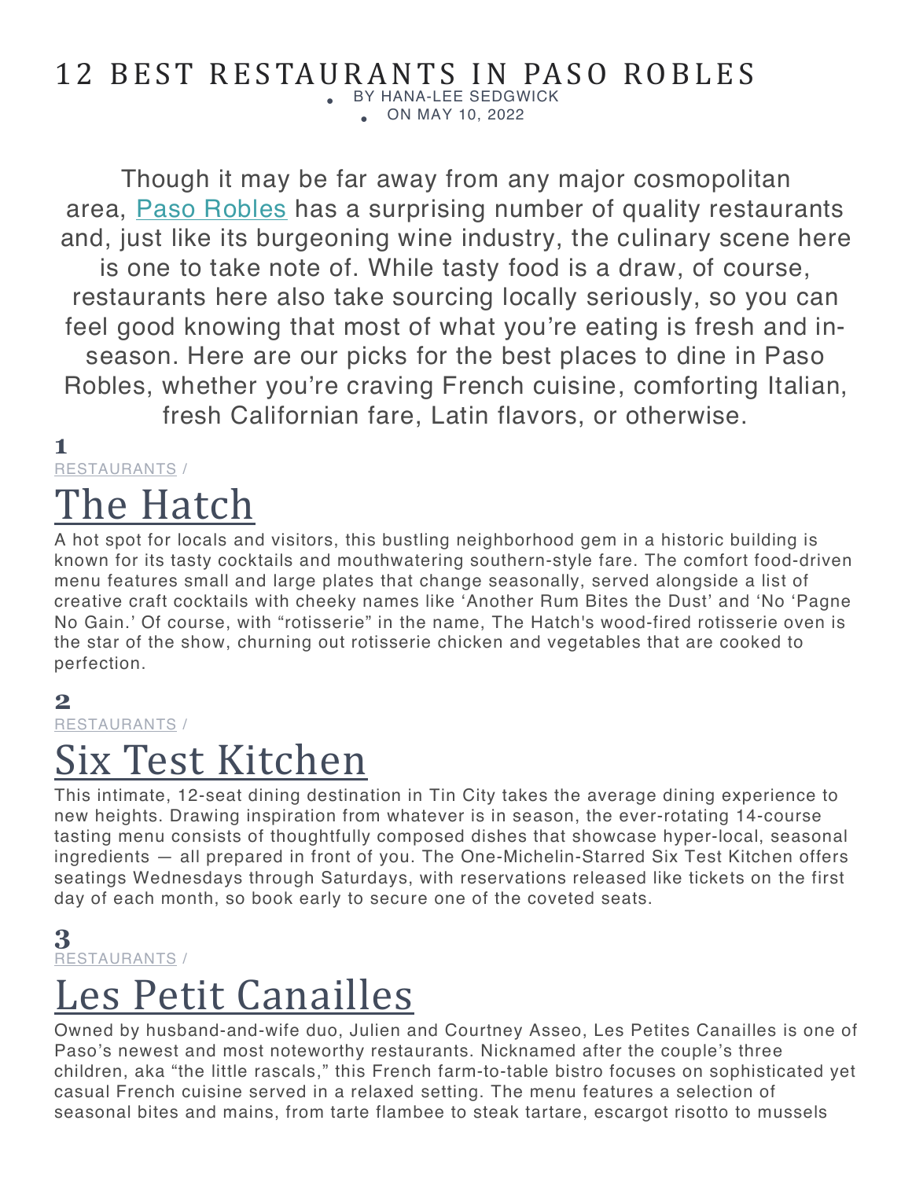# 12 BEST RESTAURANTS IN PASO ROBLES

- BY HANA-LEE SEDGWICK
- ON MAY 10, 2022

Though it may be far away from any major cosmopolitan area, [Paso Robles](Paso Robles) has a surprising number of quality restaurants and, just like its burgeoning wine industry, the culinary scene here is one to take note of. While tasty food is a draw, of course, restaurants here also take sourcing locally seriously, so you can feel good knowing that most of what you're eating is fresh and in-season. Here are our picks for the best places to dine in Paso Robles, whether you're craving French cuisine, comforting Italian, fresh Californian fare, Latin flavors, or otherwise.

**1**

RESTAURANTS /

## The Hatch

A hot spot for locals and visitors, this bustling neighborhood gem in a historic building is known for its tasty cocktails and mouthwatering southern-style fare. The comfort food-driven menu features small and large plates that change seasonally, served alongside a list of creative craft cocktails with cheeky names like 'Another Rum Bites the Dust' and 'No 'Pagne No Gain.' Of course, with "rotisserie" in the name, The Hatch's wood-fired rotisserie oven is the star of the show, churning out rotisserie chicken and vegetables that are cooked to perfection.

**2**

RESTAURANTS /

## Six Test Kitchen

This intimate, 12-seat dining destination in Tin City takes the average dining experience to new heights. Drawing inspiration from whatever is in season, the ever-rotating 14-course tasting menu consists of thoughtfully composed dishes that showcase hyper-local, seasonal ingredients — all prepared in front of you. The One-Michelin-Starred Six Test Kitchen offers seatings Wednesdays through Saturdays, with reservations released like tickets on the first day of each month, so book early to secure one of the coveted seats.

**3**

RESTAURANTS /

## Les Petit Canailles

Owned by husband-and-wife duo, Julien and Courtney Asseo, Les Petites Canailles is one of Paso's newest and most noteworthy restaurants. Nicknamed after the couple's three children, aka "the little rascals," this French farm-to-table bistro focuses on sophisticated yet casual French cuisine served in a relaxed setting. The menu features a selection of seasonal bites and mains, from tarte flambee to steak tartare, escargot risotto to mussels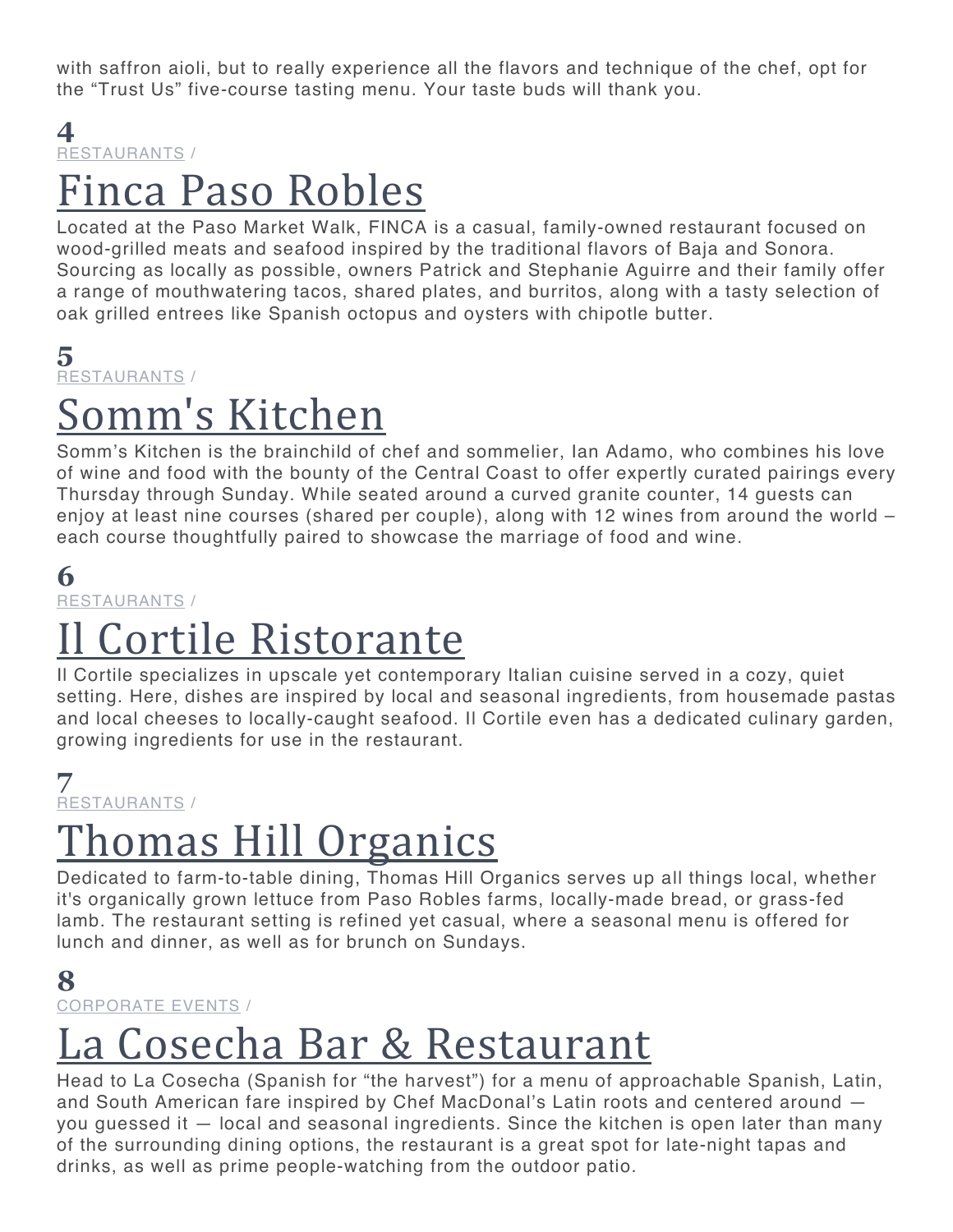with saffron aioli, but to really experience all the flavors and technique of the chef, opt for the "Trust Us" five-course tasting menu. Your taste buds will thank you.

**4**
RESTAURANTS /

# Finca Paso Robles

Located at the Paso Market Walk, FINCA is a casual, family-owned restaurant focused on wood-grilled meats and seafood inspired by the traditional flavors of Baja and Sonora. Sourcing as locally as possible, owners Patrick and Stephanie Aguirre and their family offer a range of mouthwatering tacos, shared plates, and burritos, along with a tasty selection of oak grilled entrees like Spanish octopus and oysters with chipotle butter.

**5**
RESTAURANTS /

# Somm's Kitchen

Somm's Kitchen is the brainchild of chef and sommelier, Ian Adamo, who combines his love of wine and food with the bounty of the Central Coast to offer expertly curated pairings every Thursday through Sunday. While seated around a curved granite counter, 14 guests can enjoy at least nine courses (shared per couple), along with 12 wines from around the world – each course thoughtfully paired to showcase the marriage of food and wine.

**6**
RESTAURANTS /

# Il Cortile Ristorante

Il Cortile specializes in upscale yet contemporary Italian cuisine served in a cozy, quiet setting. Here, dishes are inspired by local and seasonal ingredients, from housemade pastas and local cheeses to locally-caught seafood. Il Cortile even has a dedicated culinary garden, growing ingredients for use in the restaurant.

**7**
RESTAURANTS /

# Thomas Hill Organics

Dedicated to farm-to-table dining, Thomas Hill Organics serves up all things local, whether it's organically grown lettuce from Paso Robles farms, locally-made bread, or grass-fed lamb. The restaurant setting is refined yet casual, where a seasonal menu is offered for lunch and dinner, as well as for brunch on Sundays.

**8**
CORPORATE EVENTS /

# La Cosecha Bar & Restaurant

Head to La Cosecha (Spanish for "the harvest") for a menu of approachable Spanish, Latin, and South American fare inspired by Chef MacDonal's Latin roots and centered around — you guessed it — local and seasonal ingredients. Since the kitchen is open later than many of the surrounding dining options, the restaurant is a great spot for late-night tapas and drinks, as well as prime people-watching from the outdoor patio.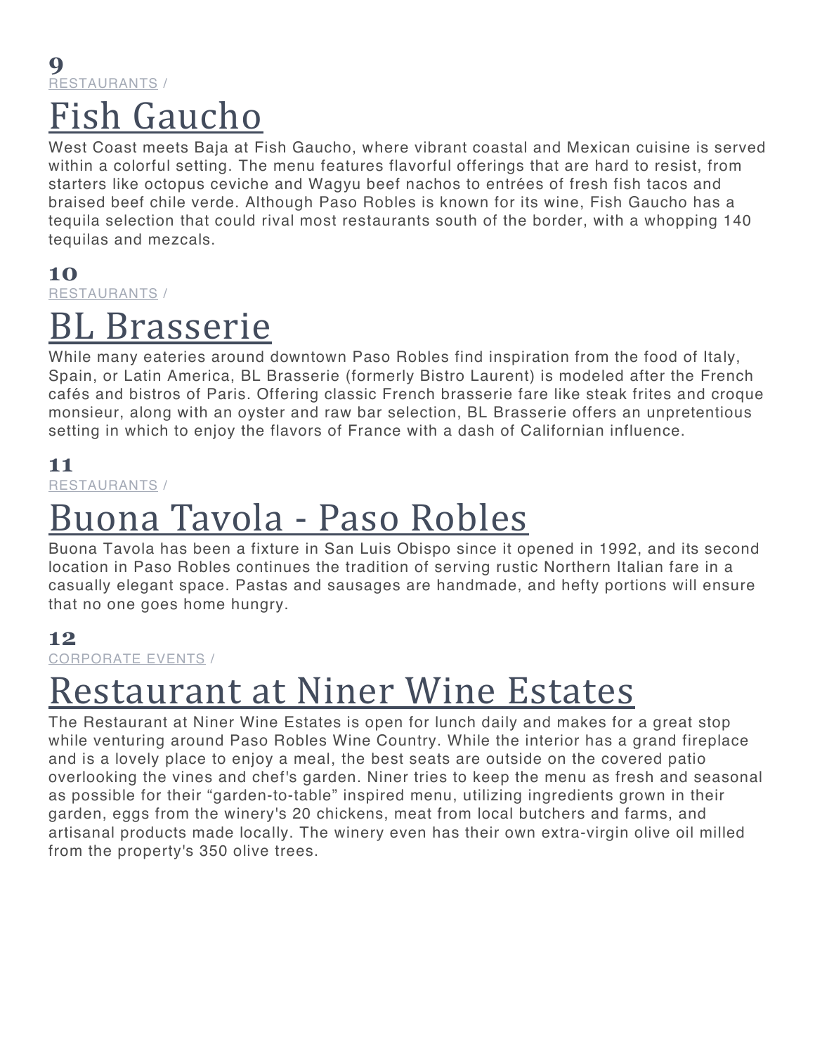**9**

RESTAURANTS /

# Fish Gaucho

West Coast meets Baja at Fish Gaucho, where vibrant coastal and Mexican cuisine is served within a colorful setting. The menu features flavorful offerings that are hard to resist, from starters like octopus ceviche and Wagyu beef nachos to entrées of fresh fish tacos and braised beef chile verde. Although Paso Robles is known for its wine, Fish Gaucho has a tequila selection that could rival most restaurants south of the border, with a whopping 140 tequilas and mezcals.

**10**

RESTAURANTS /

# BL Brasserie

While many eateries around downtown Paso Robles find inspiration from the food of Italy, Spain, or Latin America, BL Brasserie (formerly Bistro Laurent) is modeled after the French cafés and bistros of Paris. Offering classic French brasserie fare like steak frites and croque monsieur, along with an oyster and raw bar selection, BL Brasserie offers an unpretentious setting in which to enjoy the flavors of France with a dash of Californian influence.

**11**

RESTAURANTS /

# Buona Tavola - Paso Robles

Buona Tavola has been a fixture in San Luis Obispo since it opened in 1992, and its second location in Paso Robles continues the tradition of serving rustic Northern Italian fare in a casually elegant space. Pastas and sausages are handmade, and hefty portions will ensure that no one goes home hungry.

**12**

CORPORATE EVENTS /

# Restaurant at Niner Wine Estates

The Restaurant at Niner Wine Estates is open for lunch daily and makes for a great stop while venturing around Paso Robles Wine Country. While the interior has a grand fireplace and is a lovely place to enjoy a meal, the best seats are outside on the covered patio overlooking the vines and chef's garden. Niner tries to keep the menu as fresh and seasonal as possible for their "garden-to-table" inspired menu, utilizing ingredients grown in their garden, eggs from the winery's 20 chickens, meat from local butchers and farms, and artisanal products made locally. The winery even has their own extra-virgin olive oil milled from the property's 350 olive trees.